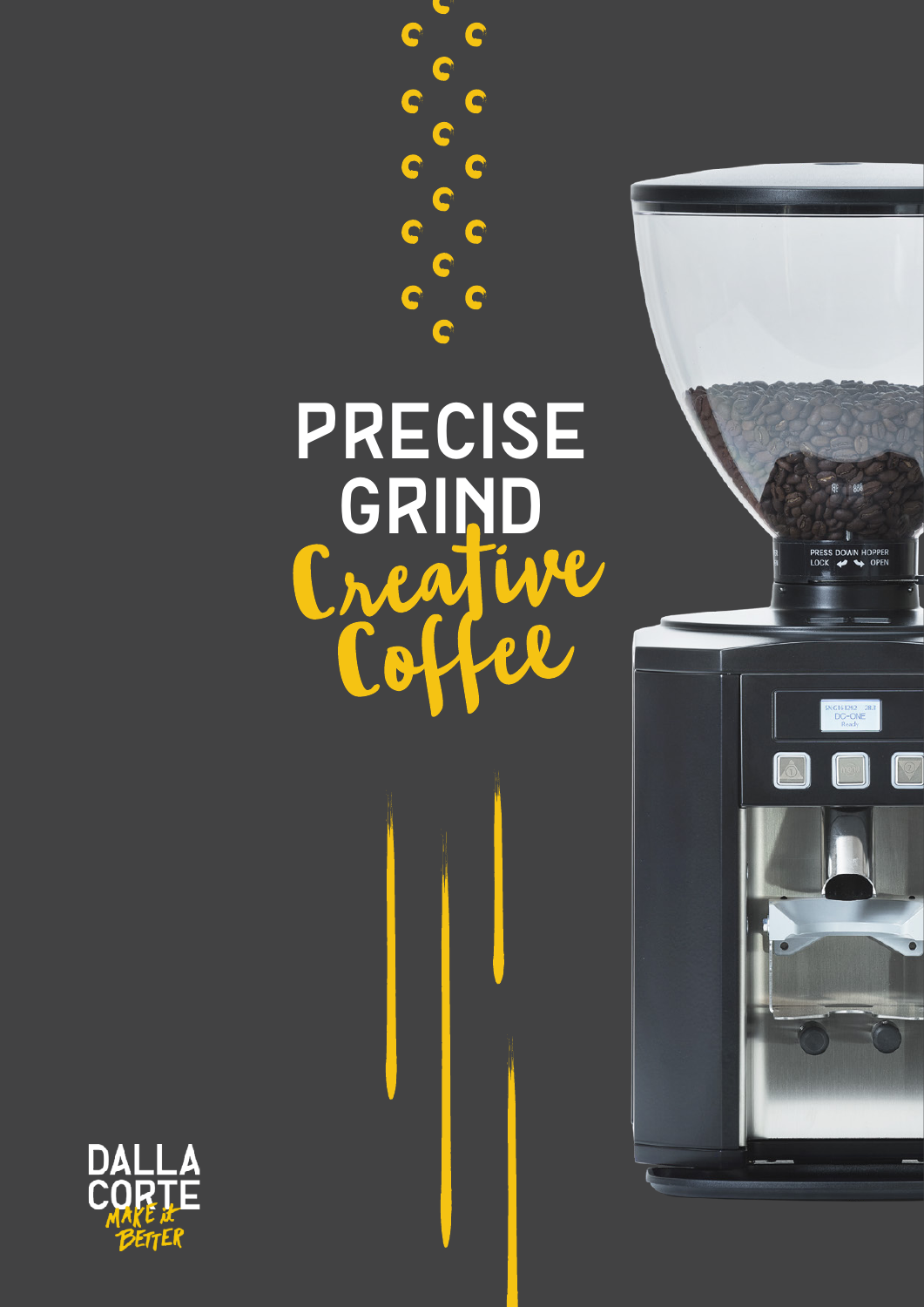# PRECISE GRIND

*Creative Coffee*

DALLA CORTE

*MAKE it BETTER*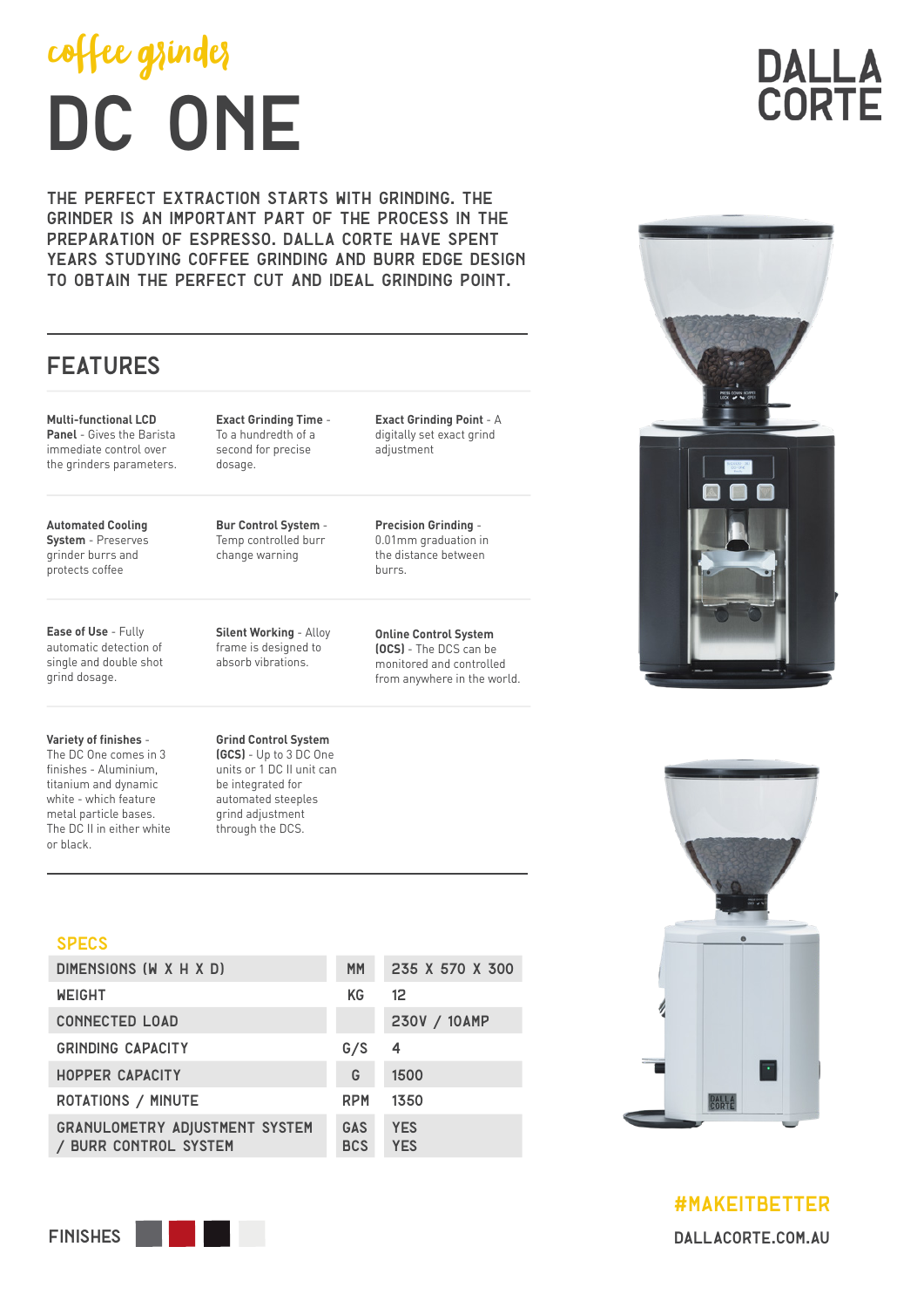coffee grinder

# DC ONE

DALLA CORTE

THE PERFECT EXTRACTION STARTS WITH GRINDING. THE GRINDER IS AN IMPORTANT PART OF THE PROCESS IN THE PREPARATION OF ESPRESSO. DALLA CORTE HAVE SPENT YEARS STUDYING COFFEE GRINDING AND BURR EDGE DESIGN TO OBTAIN THE PERFECT CUT AND IDEAL GRINDING POINT.

## FEATURES

**Multi-functional LCD Panel** - Gives the Barista immediate control over the grinders parameters.

**Exact Grinding Time** - To a hundredth of a second for precise dosage.

**Exact Grinding Point** - A digitally set exact grind adjustment

**Automated Cooling System** - Preserves grinder burrs and protects coffee

**Bur Control System** - Temp controlled burr change warning

**Precision Grinding** - 0.01mm graduation in the distance between burrs.

**Ease of Use** - Fully automatic detection of single and double shot grind dosage.

**Silent Working** - Alloy frame is designed to absorb vibrations.

**Online Control System (OCS)** - The DCS can be monitored and controlled from anywhere in the world.

**Variety of finishes** - The DC One comes in 3 finishes - Aluminium, titanium and dynamic white - which feature metal particle bases. The DC II in either white or black.

**Grind Control System (GCS)** - Up to 3 DC One units or 1 DC II unit can be integrated for automated steeples grind adjustment through the DCS.

## SPECS

| | | |
|---|---|---|
| DIMENSIONS (W X H X D) | MM | 235 X 570 X 300 |
| WEIGHT | KG | 12 |
| CONNECTED LOAD | | 230V / 10AMP |
| GRINDING CAPACITY | G/S | 4 |
| HOPPER CAPACITY | G | 1500 |
| ROTATIONS / MINUTE | RPM | 1350 |
| GRANULOMETRY ADJUSTMENT SYSTEM / BURR CONTROL SYSTEM | GAS BCS | YES YES |

FINISHES

#MAKEITBETTER

DALLACORTE.COM.AU